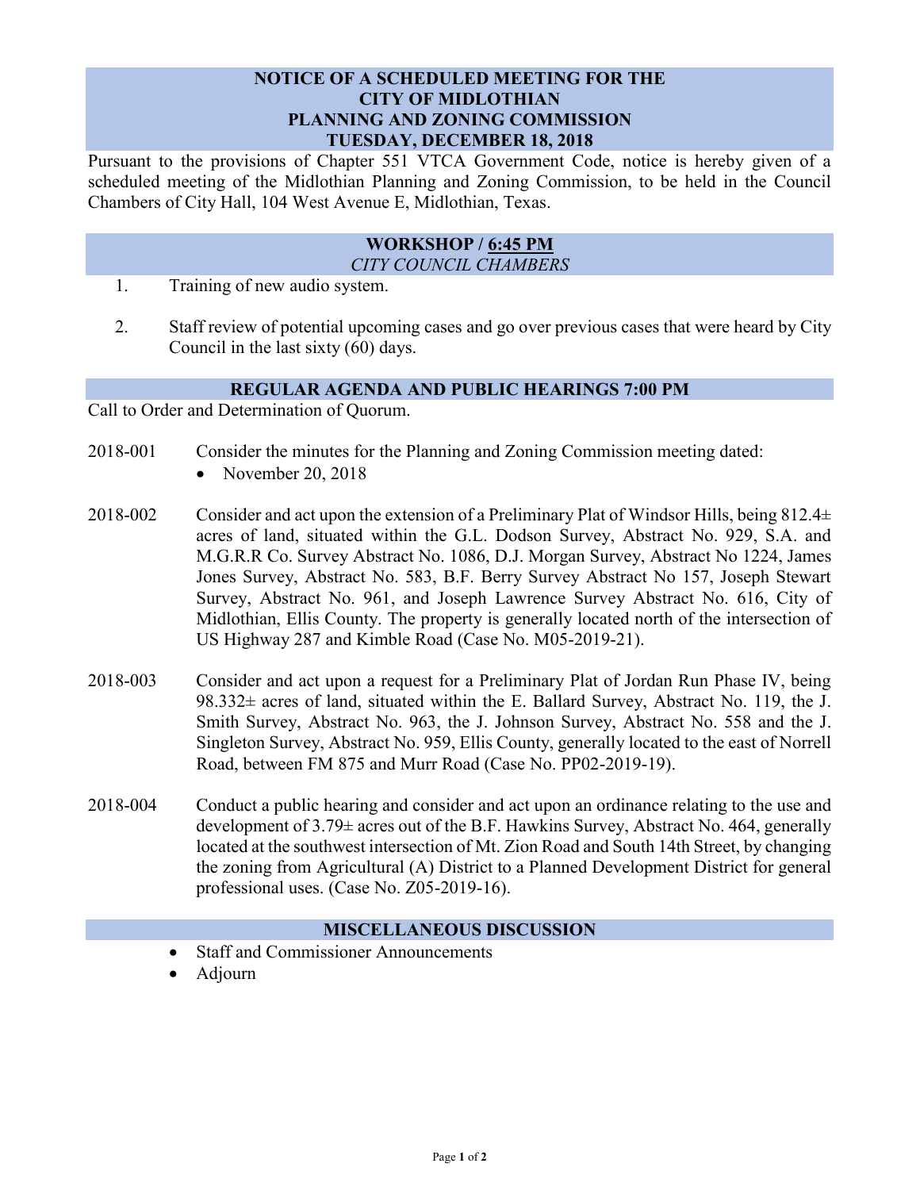# NOTICE OF A SCHEDULED MEETING FOR THE CITY OF MIDLOTHIAN PLANNING AND ZONING COMMISSION TUESDAY, DECEMBER 18, 2018

Pursuant to the provisions of Chapter 551 VTCA Government Code, notice is hereby given of a scheduled meeting of the Midlothian Planning and Zoning Commission, to be held in the Council Chambers of City Hall, 104 West Avenue E, Midlothian, Texas.

## WORKSHOP / 6:45 PM

*CITY COUNCIL CHAMBERS*

1. Training of new audio system.

2. Staff review of potential upcoming cases and go over previous cases that were heard by City Council in the last sixty (60) days.

## REGULAR AGENDA AND PUBLIC HEARINGS 7:00 PM

Call to Order and Determination of Quorum.

2018-001 Consider the minutes for the Planning and Zoning Commission meeting dated:

- November 20, 2018

2018-002 Consider and act upon the extension of a Preliminary Plat of Windsor Hills, being 812.4± acres of land, situated within the G.L. Dodson Survey, Abstract No. 929, S.A. and M.G.R.R Co. Survey Abstract No. 1086, D.J. Morgan Survey, Abstract No 1224, James Jones Survey, Abstract No. 583, B.F. Berry Survey Abstract No 157, Joseph Stewart Survey, Abstract No. 961, and Joseph Lawrence Survey Abstract No. 616, City of Midlothian, Ellis County. The property is generally located north of the intersection of US Highway 287 and Kimble Road (Case No. M05-2019-21).

2018-003 Consider and act upon a request for a Preliminary Plat of Jordan Run Phase IV, being 98.332± acres of land, situated within the E. Ballard Survey, Abstract No. 119, the J. Smith Survey, Abstract No. 963, the J. Johnson Survey, Abstract No. 558 and the J. Singleton Survey, Abstract No. 959, Ellis County, generally located to the east of Norrell Road, between FM 875 and Murr Road (Case No. PP02-2019-19).

2018-004 Conduct a public hearing and consider and act upon an ordinance relating to the use and development of 3.79± acres out of the B.F. Hawkins Survey, Abstract No. 464, generally located at the southwest intersection of Mt. Zion Road and South 14th Street, by changing the zoning from Agricultural (A) District to a Planned Development District for general professional uses. (Case No. Z05-2019-16).

## MISCELLANEOUS DISCUSSION

- Staff and Commissioner Announcements
- Adjourn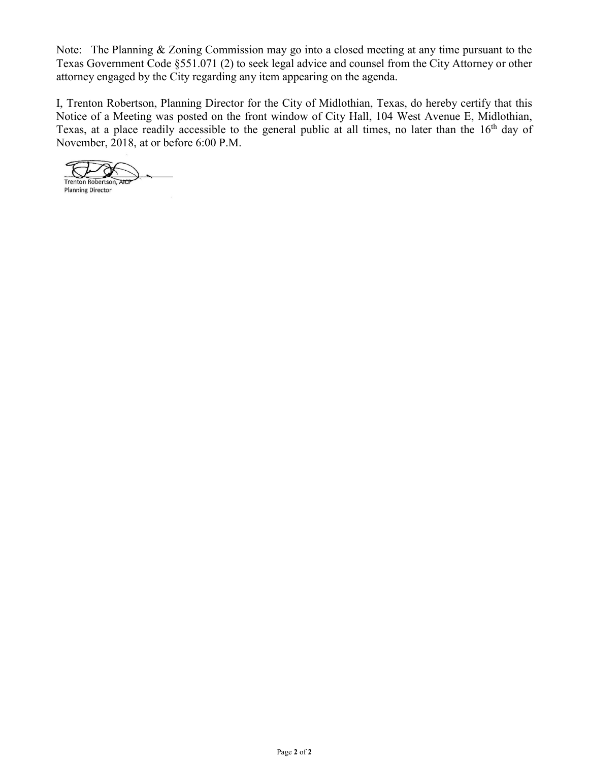Note: The Planning & Zoning Commission may go into a closed meeting at any time pursuant to the Texas Government Code §551.071 (2) to seek legal advice and counsel from the City Attorney or other attorney engaged by the City regarding any item appearing on the agenda.

I, Trenton Robertson, Planning Director for the City of Midlothian, Texas, do hereby certify that this Notice of a Meeting was posted on the front window of City Hall, 104 West Avenue E, Midlothian, Texas, at a place readily accessible to the general public at all times, no later than the 16th day of November, 2018, at or before 6:00 P.M.

Trenton Robertson, AICP
Planning Director